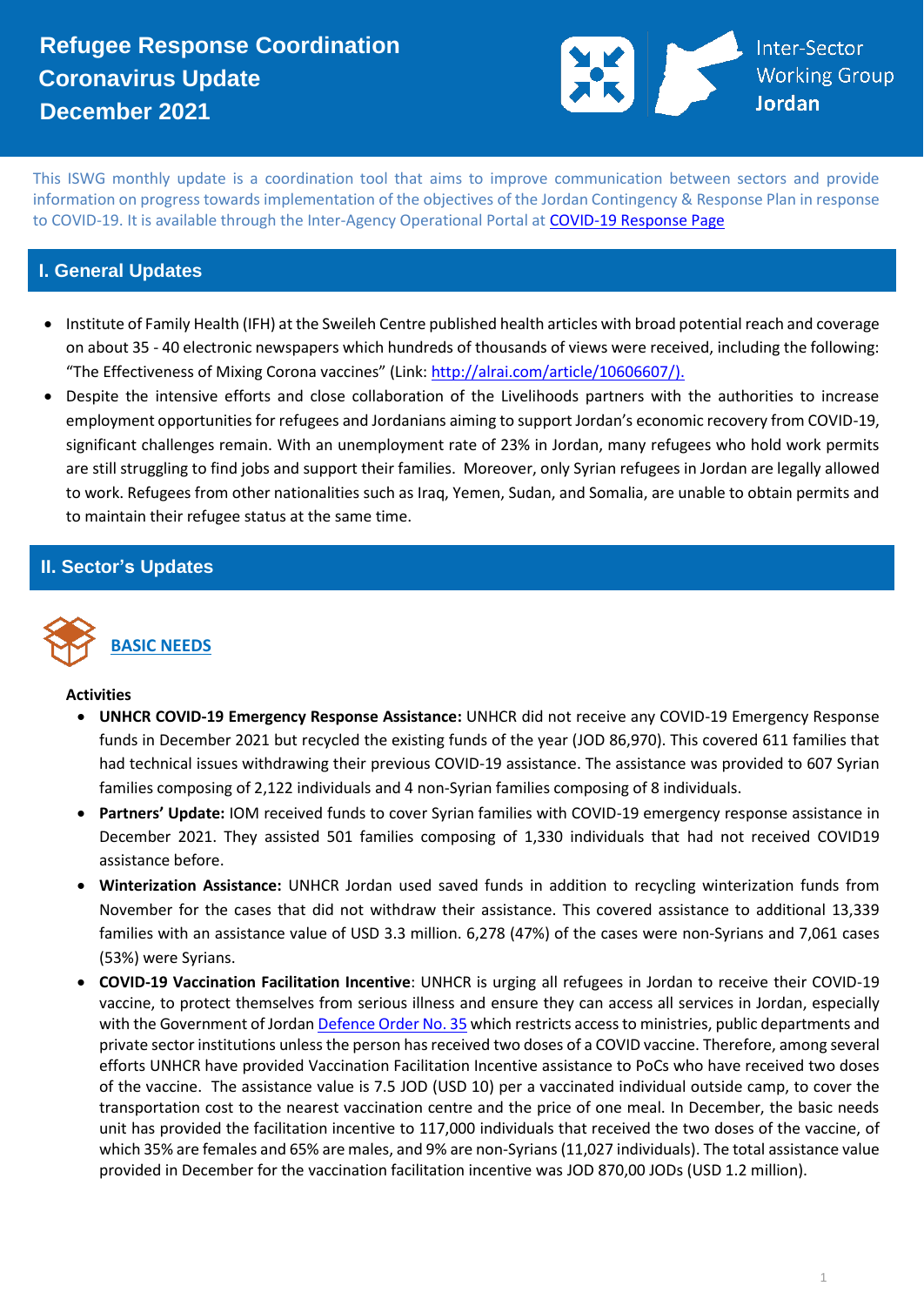# Refugee Response Coordination Coronavirus Update December 2021

Inter-Sector Working Group Jordan

This ISWG monthly update is a coordination tool that aims to improve communication between sectors and provide information on progress towards implementation of the objectives of the Jordan Contingency & Response Plan in response to COVID-19. It is available through the Inter-Agency Operational Portal at [COVID-19 Response Page](COVID-19 Response Page)

## I. General Updates

- Institute of Family Health (IFH) at the Sweileh Centre published health articles with broad potential reach and coverage on about 35 - 40 electronic newspapers which hundreds of thousands of views were received, including the following: "The Effectiveness of Mixing Corona vaccines" (Link: [http://alrai.com/article/10606607/).](http://alrai.com/article/10606607/)
- Despite the intensive efforts and close collaboration of the Livelihoods partners with the authorities to increase employment opportunities for refugees and Jordanians aiming to support Jordan's economic recovery from COVID-19, significant challenges remain. With an unemployment rate of 23% in Jordan, many refugees who hold work permits are still struggling to find jobs and support their families. Moreover, only Syrian refugees in Jordan are legally allowed to work. Refugees from other nationalities such as Iraq, Yemen, Sudan, and Somalia, are unable to obtain permits and to maintain their refugee status at the same time.

## II. Sector's Updates

### BASIC NEEDS

**Activities**

- **UNHCR COVID-19 Emergency Response Assistance:** UNHCR did not receive any COVID-19 Emergency Response funds in December 2021 but recycled the existing funds of the year (JOD 86,970). This covered 611 families that had technical issues withdrawing their previous COVID-19 assistance. The assistance was provided to 607 Syrian families composing of 2,122 individuals and 4 non-Syrian families composing of 8 individuals.
- **Partners' Update:** IOM received funds to cover Syrian families with COVID-19 emergency response assistance in December 2021. They assisted 501 families composing of 1,330 individuals that had not received COVID19 assistance before.
- **Winterization Assistance:** UNHCR Jordan used saved funds in addition to recycling winterization funds from November for the cases that did not withdraw their assistance. This covered assistance to additional 13,339 families with an assistance value of USD 3.3 million. 6,278 (47%) of the cases were non-Syrians and 7,061 cases (53%) were Syrians.
- **COVID-19 Vaccination Facilitation Incentive**: UNHCR is urging all refugees in Jordan to receive their COVID-19 vaccine, to protect themselves from serious illness and ensure they can access all services in Jordan, especially with the Government of Jordan [Defence Order No. 35](Defence Order No. 35) which restricts access to ministries, public departments and private sector institutions unless the person has received two doses of a COVID vaccine. Therefore, among several efforts UNHCR have provided Vaccination Facilitation Incentive assistance to PoCs who have received two doses of the vaccine. The assistance value is 7.5 JOD (USD 10) per a vaccinated individual outside camp, to cover the transportation cost to the nearest vaccination centre and the price of one meal. In December, the basic needs unit has provided the facilitation incentive to 117,000 individuals that received the two doses of the vaccine, of which 35% are females and 65% are males, and 9% are non-Syrians (11,027 individuals). The total assistance value provided in December for the vaccination facilitation incentive was JOD 870,00 JODs (USD 1.2 million).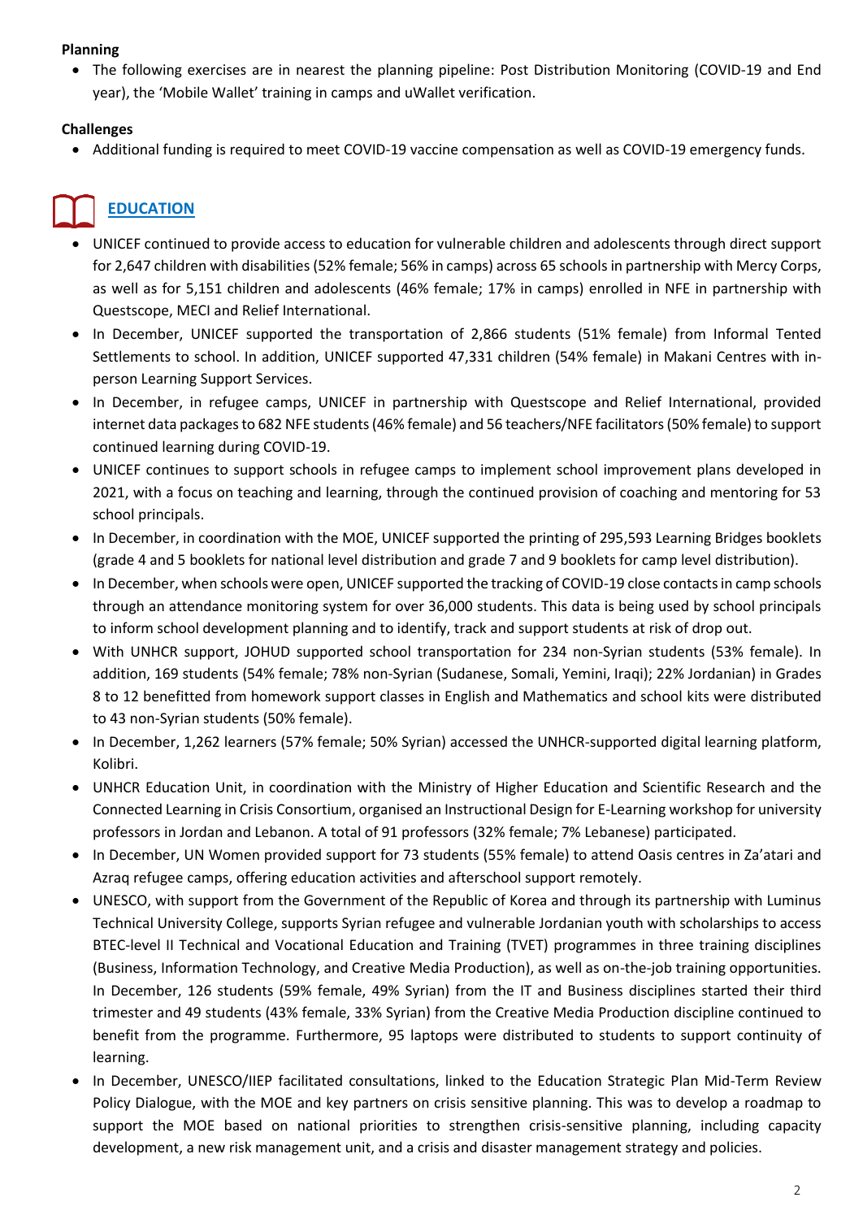**Planning**

- The following exercises are in nearest the planning pipeline: Post Distribution Monitoring (COVID-19 and End year), the 'Mobile Wallet' training in camps and uWallet verification.

**Challenges**

- Additional funding is required to meet COVID-19 vaccine compensation as well as COVID-19 emergency funds.

## EDUCATION

- UNICEF continued to provide access to education for vulnerable children and adolescents through direct support for 2,647 children with disabilities (52% female; 56% in camps) across 65 schools in partnership with Mercy Corps, as well as for 5,151 children and adolescents (46% female; 17% in camps) enrolled in NFE in partnership with Questscope, MECI and Relief International.
- In December, UNICEF supported the transportation of 2,866 students (51% female) from Informal Tented Settlements to school. In addition, UNICEF supported 47,331 children (54% female) in Makani Centres with in-person Learning Support Services.
- In December, in refugee camps, UNICEF in partnership with Questscope and Relief International, provided internet data packages to 682 NFE students (46% female) and 56 teachers/NFE facilitators (50% female) to support continued learning during COVID-19.
- UNICEF continues to support schools in refugee camps to implement school improvement plans developed in 2021, with a focus on teaching and learning, through the continued provision of coaching and mentoring for 53 school principals.
- In December, in coordination with the MOE, UNICEF supported the printing of 295,593 Learning Bridges booklets (grade 4 and 5 booklets for national level distribution and grade 7 and 9 booklets for camp level distribution).
- In December, when schools were open, UNICEF supported the tracking of COVID-19 close contacts in camp schools through an attendance monitoring system for over 36,000 students. This data is being used by school principals to inform school development planning and to identify, track and support students at risk of drop out.
- With UNHCR support, JOHUD supported school transportation for 234 non-Syrian students (53% female). In addition, 169 students (54% female; 78% non-Syrian (Sudanese, Somali, Yemini, Iraqi); 22% Jordanian) in Grades 8 to 12 benefitted from homework support classes in English and Mathematics and school kits were distributed to 43 non-Syrian students (50% female).
- In December, 1,262 learners (57% female; 50% Syrian) accessed the UNHCR-supported digital learning platform, Kolibri.
- UNHCR Education Unit, in coordination with the Ministry of Higher Education and Scientific Research and the Connected Learning in Crisis Consortium, organised an Instructional Design for E-Learning workshop for university professors in Jordan and Lebanon. A total of 91 professors (32% female; 7% Lebanese) participated.
- In December, UN Women provided support for 73 students (55% female) to attend Oasis centres in Za'atari and Azraq refugee camps, offering education activities and afterschool support remotely.
- UNESCO, with support from the Government of the Republic of Korea and through its partnership with Luminus Technical University College, supports Syrian refugee and vulnerable Jordanian youth with scholarships to access BTEC-level II Technical and Vocational Education and Training (TVET) programmes in three training disciplines (Business, Information Technology, and Creative Media Production), as well as on-the-job training opportunities. In December, 126 students (59% female, 49% Syrian) from the IT and Business disciplines started their third trimester and 49 students (43% female, 33% Syrian) from the Creative Media Production discipline continued to benefit from the programme. Furthermore, 95 laptops were distributed to students to support continuity of learning.
- In December, UNESCO/IIEP facilitated consultations, linked to the Education Strategic Plan Mid-Term Review Policy Dialogue, with the MOE and key partners on crisis sensitive planning. This was to develop a roadmap to support the MOE based on national priorities to strengthen crisis-sensitive planning, including capacity development, a new risk management unit, and a crisis and disaster management strategy and policies.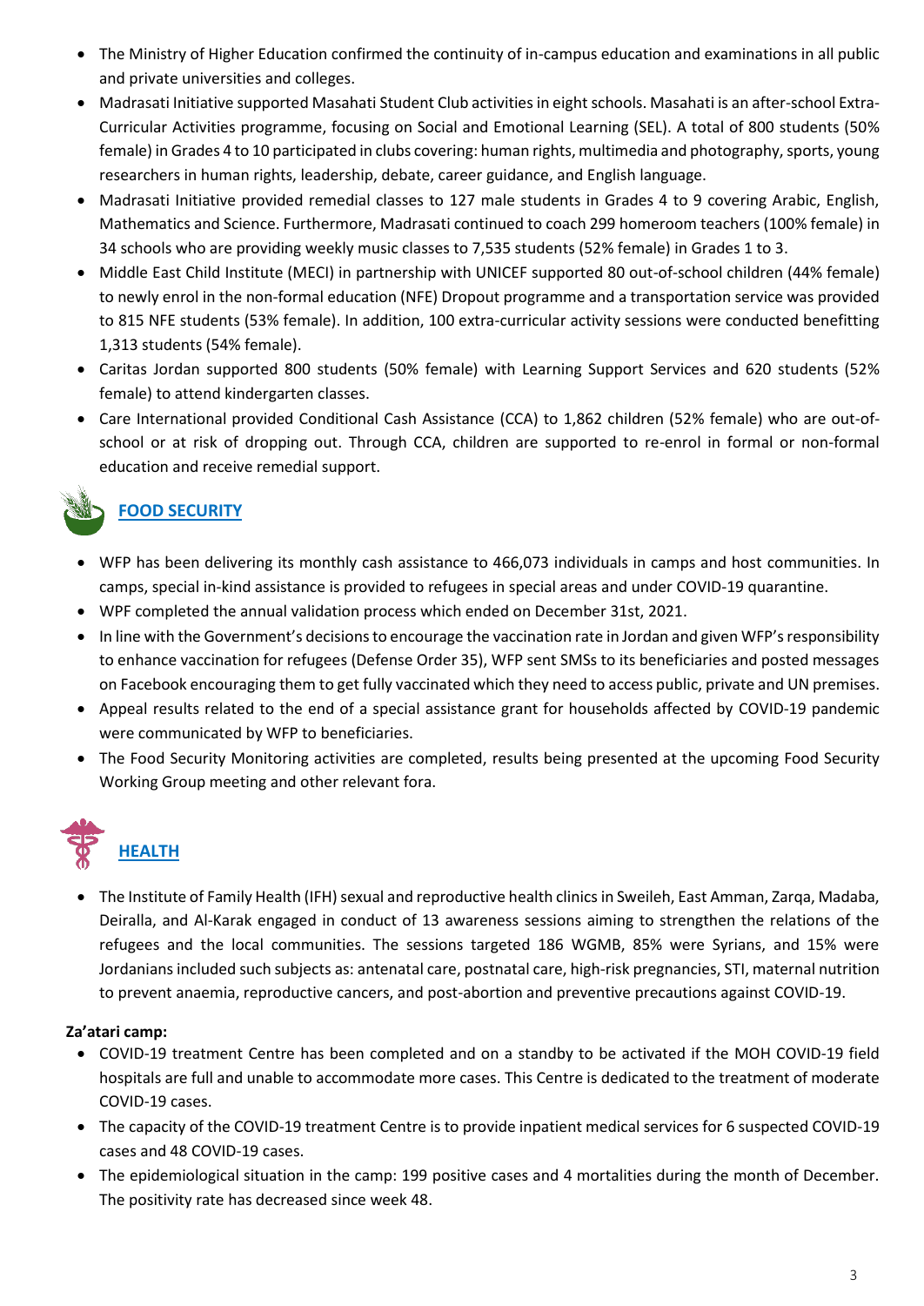- The Ministry of Higher Education confirmed the continuity of in-campus education and examinations in all public and private universities and colleges.
- Madrasati Initiative supported Masahati Student Club activities in eight schools. Masahati is an after-school Extra-Curricular Activities programme, focusing on Social and Emotional Learning (SEL). A total of 800 students (50% female) in Grades 4 to 10 participated in clubs covering: human rights, multimedia and photography, sports, young researchers in human rights, leadership, debate, career guidance, and English language.
- Madrasati Initiative provided remedial classes to 127 male students in Grades 4 to 9 covering Arabic, English, Mathematics and Science. Furthermore, Madrasati continued to coach 299 homeroom teachers (100% female) in 34 schools who are providing weekly music classes to 7,535 students (52% female) in Grades 1 to 3.
- Middle East Child Institute (MECI) in partnership with UNICEF supported 80 out-of-school children (44% female) to newly enrol in the non-formal education (NFE) Dropout programme and a transportation service was provided to 815 NFE students (53% female). In addition, 100 extra-curricular activity sessions were conducted benefitting 1,313 students (54% female).
- Caritas Jordan supported 800 students (50% female) with Learning Support Services and 620 students (52% female) to attend kindergarten classes.
- Care International provided Conditional Cash Assistance (CCA) to 1,862 children (52% female) who are out-of-school or at risk of dropping out. Through CCA, children are supported to re-enrol in formal or non-formal education and receive remedial support.

## FOOD SECURITY

- WFP has been delivering its monthly cash assistance to 466,073 individuals in camps and host communities. In camps, special in-kind assistance is provided to refugees in special areas and under COVID-19 quarantine.
- WPF completed the annual validation process which ended on December 31st, 2021.
- In line with the Government's decisions to encourage the vaccination rate in Jordan and given WFP's responsibility to enhance vaccination for refugees (Defense Order 35), WFP sent SMSs to its beneficiaries and posted messages on Facebook encouraging them to get fully vaccinated which they need to access public, private and UN premises.
- Appeal results related to the end of a special assistance grant for households affected by COVID-19 pandemic were communicated by WFP to beneficiaries.
- The Food Security Monitoring activities are completed, results being presented at the upcoming Food Security Working Group meeting and other relevant fora.

## HEALTH

- The Institute of Family Health (IFH) sexual and reproductive health clinics in Sweileh, East Amman, Zarqa, Madaba, Deiralla, and Al-Karak engaged in conduct of 13 awareness sessions aiming to strengthen the relations of the refugees and the local communities. The sessions targeted 186 WGMB, 85% were Syrians, and 15% were Jordanians included such subjects as: antenatal care, postnatal care, high-risk pregnancies, STI, maternal nutrition to prevent anaemia, reproductive cancers, and post-abortion and preventive precautions against COVID-19.

**Za'atari camp:**

- COVID-19 treatment Centre has been completed and on a standby to be activated if the MOH COVID-19 field hospitals are full and unable to accommodate more cases. This Centre is dedicated to the treatment of moderate COVID-19 cases.
- The capacity of the COVID-19 treatment Centre is to provide inpatient medical services for 6 suspected COVID-19 cases and 48 COVID-19 cases.
- The epidemiological situation in the camp: 199 positive cases and 4 mortalities during the month of December. The positivity rate has decreased since week 48.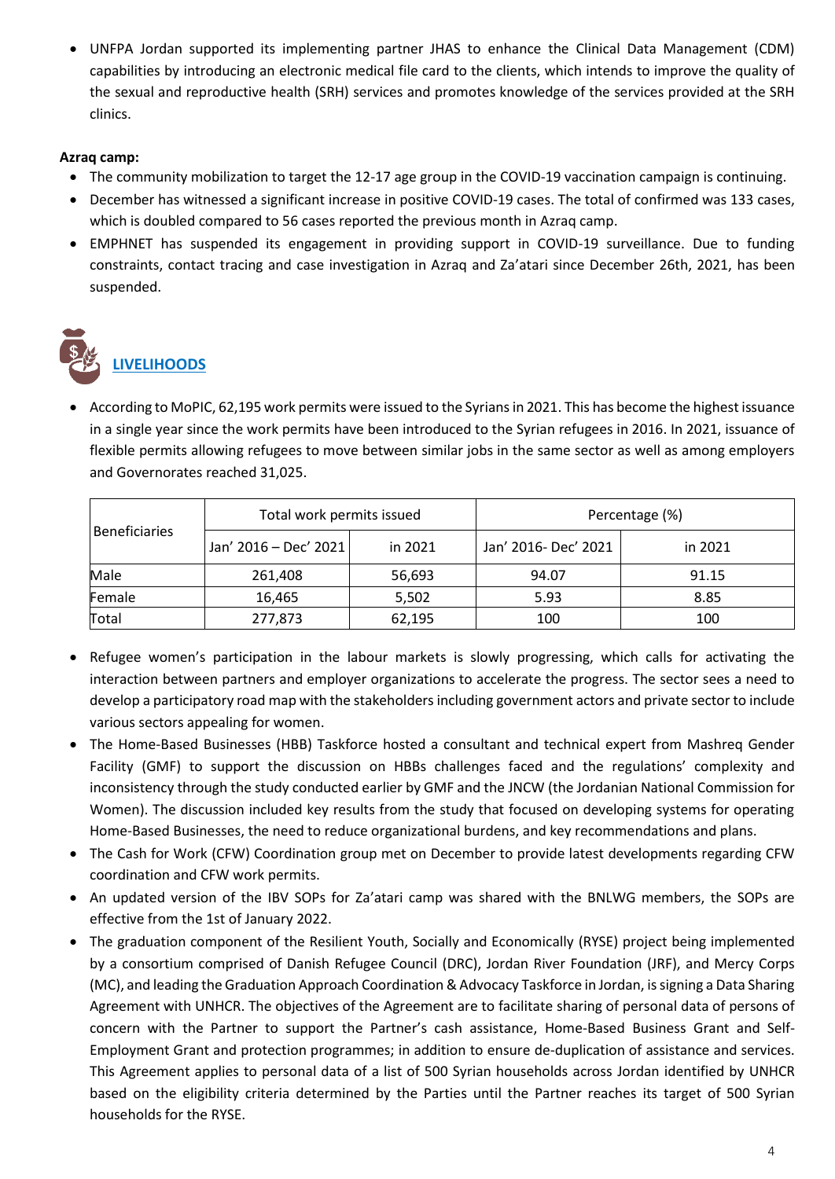- UNFPA Jordan supported its implementing partner JHAS to enhance the Clinical Data Management (CDM) capabilities by introducing an electronic medical file card to the clients, which intends to improve the quality of the sexual and reproductive health (SRH) services and promotes knowledge of the services provided at the SRH clinics.

**Azraq camp:**

- The community mobilization to target the 12-17 age group in the COVID-19 vaccination campaign is continuing.
- December has witnessed a significant increase in positive COVID-19 cases. The total of confirmed was 133 cases, which is doubled compared to 56 cases reported the previous month in Azraq camp.
- EMPHNET has suspended its engagement in providing support in COVID-19 surveillance. Due to funding constraints, contact tracing and case investigation in Azraq and Za'atari since December 26th, 2021, has been suspended.

## LIVELIHOODS

- According to MoPIC, 62,195 work permits were issued to the Syrians in 2021. This has become the highest issuance in a single year since the work permits have been introduced to the Syrian refugees in 2016. In 2021, issuance of flexible permits allowing refugees to move between similar jobs in the same sector as well as among employers and Governorates reached 31,025.

| Beneficiaries | Total work permits issued | | Percentage (%) | |
|---|---|---|---|---|
| | Jan' 2016 – Dec' 2021 | in 2021 | Jan' 2016- Dec' 2021 | in 2021 |
| Male | 261,408 | 56,693 | 94.07 | 91.15 |
| Female | 16,465 | 5,502 | 5.93 | 8.85 |
| Total | 277,873 | 62,195 | 100 | 100 |

- Refugee women's participation in the labour markets is slowly progressing, which calls for activating the interaction between partners and employer organizations to accelerate the progress. The sector sees a need to develop a participatory road map with the stakeholders including government actors and private sector to include various sectors appealing for women.
- The Home-Based Businesses (HBB) Taskforce hosted a consultant and technical expert from Mashreq Gender Facility (GMF) to support the discussion on HBBs challenges faced and the regulations' complexity and inconsistency through the study conducted earlier by GMF and the JNCW (the Jordanian National Commission for Women). The discussion included key results from the study that focused on developing systems for operating Home-Based Businesses, the need to reduce organizational burdens, and key recommendations and plans.
- The Cash for Work (CFW) Coordination group met on December to provide latest developments regarding CFW coordination and CFW work permits.
- An updated version of the IBV SOPs for Za'atari camp was shared with the BNLWG members, the SOPs are effective from the 1st of January 2022.
- The graduation component of the Resilient Youth, Socially and Economically (RYSE) project being implemented by a consortium comprised of Danish Refugee Council (DRC), Jordan River Foundation (JRF), and Mercy Corps (MC), and leading the Graduation Approach Coordination & Advocacy Taskforce in Jordan, is signing a Data Sharing Agreement with UNHCR. The objectives of the Agreement are to facilitate sharing of personal data of persons of concern with the Partner to support the Partner's cash assistance, Home-Based Business Grant and Self-Employment Grant and protection programmes; in addition to ensure de-duplication of assistance and services. This Agreement applies to personal data of a list of 500 Syrian households across Jordan identified by UNHCR based on the eligibility criteria determined by the Parties until the Partner reaches its target of 500 Syrian households for the RYSE.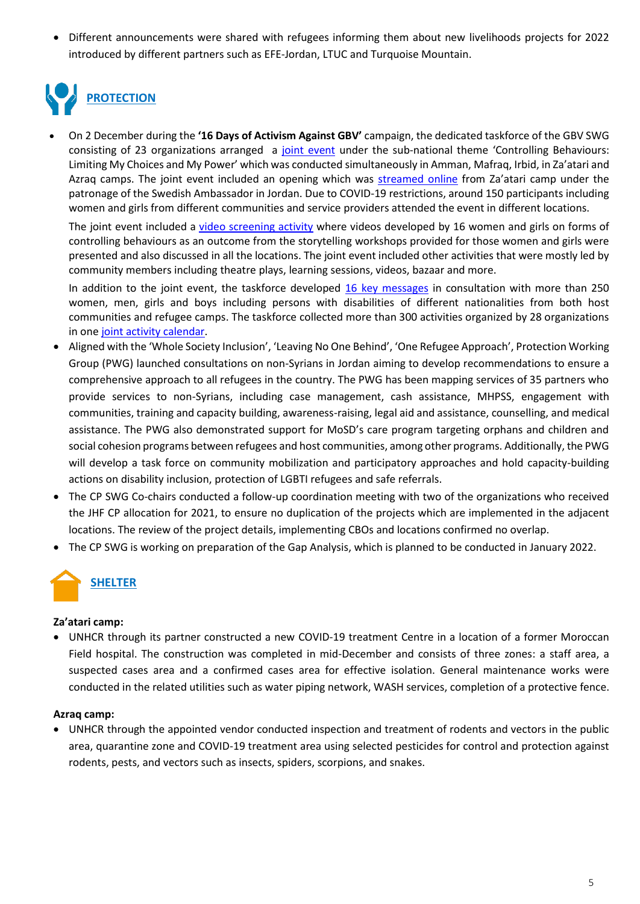- Different announcements were shared with refugees informing them about new livelihoods projects for 2022 introduced by different partners such as EFE-Jordan, LTUC and Turquoise Mountain.

## PROTECTION

- On 2 December during the **'16 Days of Activism Against GBV'** campaign, the dedicated taskforce of the GBV SWG consisting of 23 organizations arranged a joint event under the sub-national theme 'Controlling Behaviours: Limiting My Choices and My Power' which was conducted simultaneously in Amman, Mafraq, Irbid, in Za'atari and Azraq camps. The joint event included an opening which was streamed online from Za'atari camp under the patronage of the Swedish Ambassador in Jordan. Due to COVID-19 restrictions, around 150 participants including women and girls from different communities and service providers attended the event in different locations.

  The joint event included a video screening activity where videos developed by 16 women and girls on forms of controlling behaviours as an outcome from the storytelling workshops provided for those women and girls were presented and also discussed in all the locations. The joint event included other activities that were mostly led by community members including theatre plays, learning sessions, videos, bazaar and more.

  In addition to the joint event, the taskforce developed 16 key messages in consultation with more than 250 women, men, girls and boys including persons with disabilities of different nationalities from both host communities and refugee camps. The taskforce collected more than 300 activities organized by 28 organizations in one joint activity calendar.
- Aligned with the 'Whole Society Inclusion', 'Leaving No One Behind', 'One Refugee Approach', Protection Working Group (PWG) launched consultations on non-Syrians in Jordan aiming to develop recommendations to ensure a comprehensive approach to all refugees in the country. The PWG has been mapping services of 35 partners who provide services to non-Syrians, including case management, cash assistance, MHPSS, engagement with communities, training and capacity building, awareness-raising, legal aid and assistance, counselling, and medical assistance. The PWG also demonstrated support for MoSD's care program targeting orphans and children and social cohesion programs between refugees and host communities, among other programs. Additionally, the PWG will develop a task force on community mobilization and participatory approaches and hold capacity-building actions on disability inclusion, protection of LGBTI refugees and safe referrals.
- The CP SWG Co-chairs conducted a follow-up coordination meeting with two of the organizations who received the JHF CP allocation for 2021, to ensure no duplication of the projects which are implemented in the adjacent locations. The review of the project details, implementing CBOs and locations confirmed no overlap.
- The CP SWG is working on preparation of the Gap Analysis, which is planned to be conducted in January 2022.

## SHELTER

**Za'atari camp:**

- UNHCR through its partner constructed a new COVID-19 treatment Centre in a location of a former Moroccan Field hospital. The construction was completed in mid-December and consists of three zones: a staff area, a suspected cases area and a confirmed cases area for effective isolation. General maintenance works were conducted in the related utilities such as water piping network, WASH services, completion of a protective fence.

**Azraq camp:**

- UNHCR through the appointed vendor conducted inspection and treatment of rodents and vectors in the public area, quarantine zone and COVID-19 treatment area using selected pesticides for control and protection against rodents, pests, and vectors such as insects, spiders, scorpions, and snakes.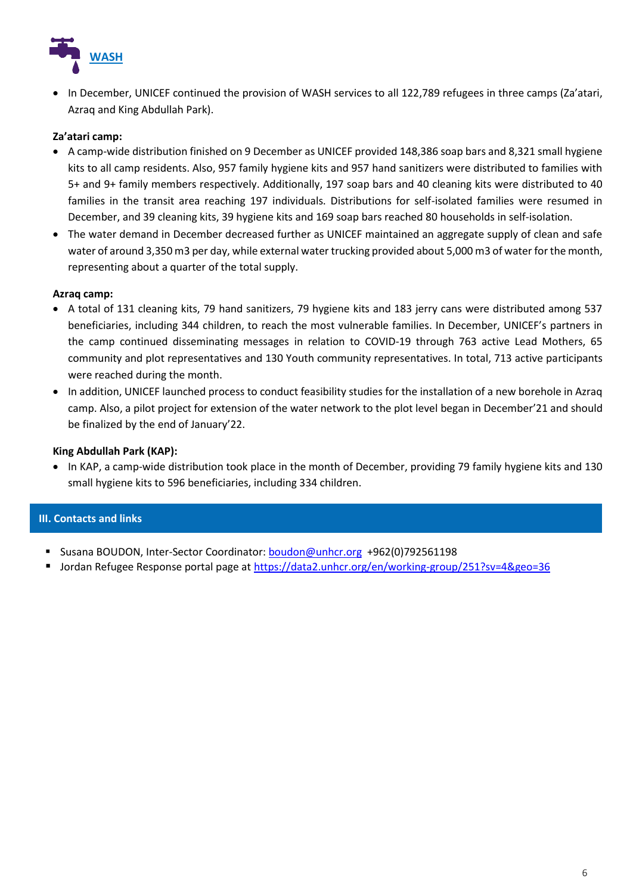## [WASH]()

- In December, UNICEF continued the provision of WASH services to all 122,789 refugees in three camps (Za'atari, Azraq and King Abdullah Park).

**Za'atari camp:**

- A camp-wide distribution finished on 9 December as UNICEF provided 148,386 soap bars and 8,321 small hygiene kits to all camp residents. Also, 957 family hygiene kits and 957 hand sanitizers were distributed to families with 5+ and 9+ family members respectively. Additionally, 197 soap bars and 40 cleaning kits were distributed to 40 families in the transit area reaching 197 individuals. Distributions for self-isolated families were resumed in December, and 39 cleaning kits, 39 hygiene kits and 169 soap bars reached 80 households in self-isolation.
- The water demand in December decreased further as UNICEF maintained an aggregate supply of clean and safe water of around 3,350 m3 per day, while external water trucking provided about 5,000 m3 of water for the month, representing about a quarter of the total supply.

**Azraq camp:**

- A total of 131 cleaning kits, 79 hand sanitizers, 79 hygiene kits and 183 jerry cans were distributed among 537 beneficiaries, including 344 children, to reach the most vulnerable families. In December, UNICEF's partners in the camp continued disseminating messages in relation to COVID-19 through 763 active Lead Mothers, 65 community and plot representatives and 130 Youth community representatives. In total, 713 active participants were reached during the month.
- In addition, UNICEF launched process to conduct feasibility studies for the installation of a new borehole in Azraq camp. Also, a pilot project for extension of the water network to the plot level began in December'21 and should be finalized by the end of January'22.

**King Abdullah Park (KAP):**

- In KAP, a camp-wide distribution took place in the month of December, providing 79 family hygiene kits and 130 small hygiene kits to 596 beneficiaries, including 334 children.

## III. Contacts and links

- Susana BOUDON, Inter-Sector Coordinator: [boudon@unhcr.org](mailto:boudon@unhcr.org) +962(0)792561198
- Jordan Refugee Response portal page at [https://data2.unhcr.org/en/working-group/251?sv=4&geo=36](https://data2.unhcr.org/en/working-group/251?sv=4&geo=36)